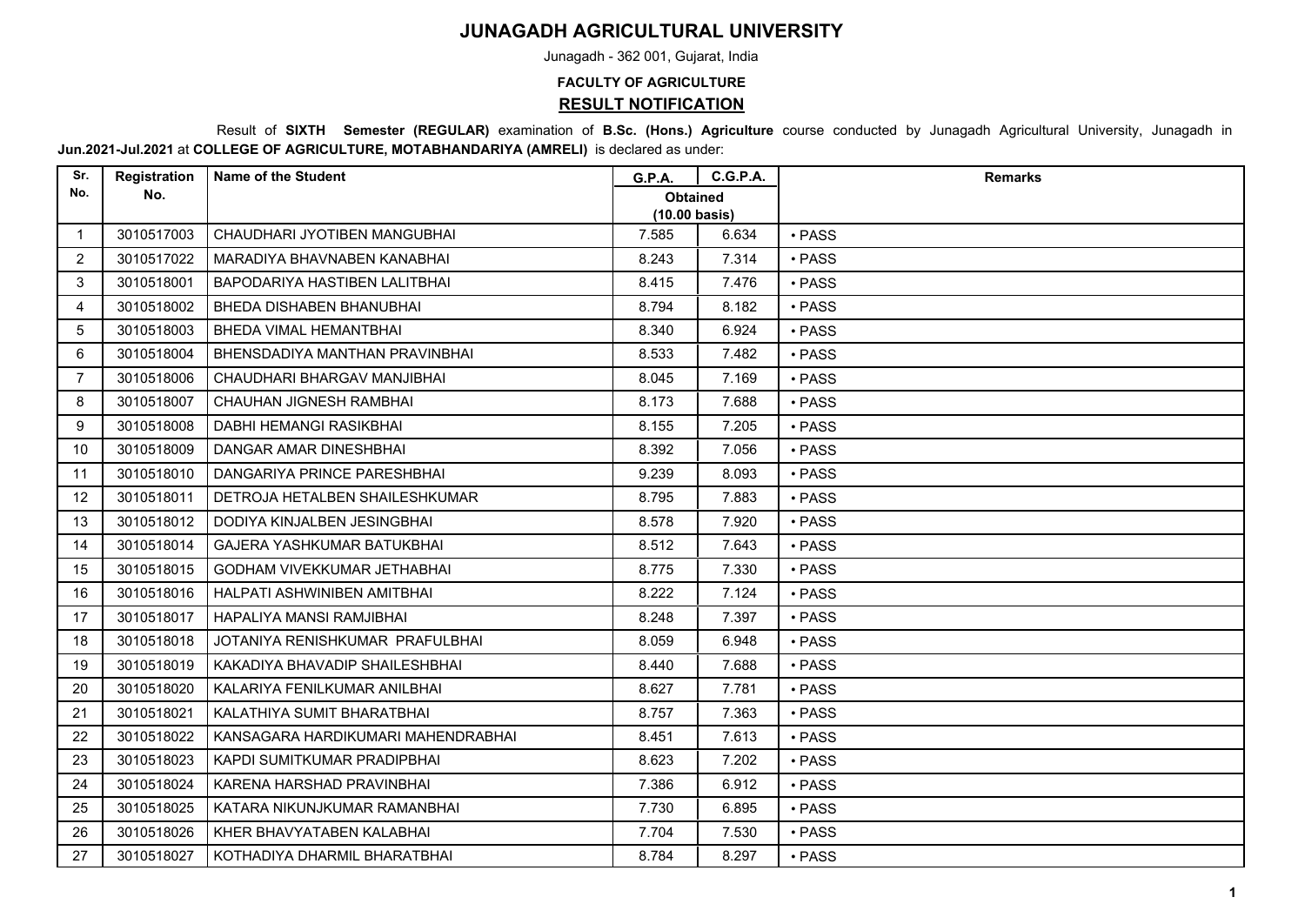# JUNAGADH AGRICULTURAL UNIVERSITY

Junagadh - 362 001, Gujarat, India

**FACULTY OF AGRICULTURE**

## RESULT NOTIFICATION

Result of **SIXTH Semester (REGULAR)** examination of **B.Sc. (Hons.) Agriculture** course conducted by Junagadh Agricultural University, Junagadh in **Jun.2021-Jul.2021** at **COLLEGE OF AGRICULTURE, MOTABHANDARIYA (AMRELI)** is declared as under:

| Sr. No. | Registration No. | Name of the Student | G.P.A. | C.G.P.A. | Remarks |
|---|---|---|---|---|---|
| | | | Obtained (10.00 basis) | | |
| 1 | 3010517003 | CHAUDHARI JYOTIBEN MANGUBHAI | 7.585 | 6.634 | • PASS |
| 2 | 3010517022 | MARADIYA BHAVNABEN KANABHAI | 8.243 | 7.314 | • PASS |
| 3 | 3010518001 | BAPODARIYA HASTIBEN LALITBHAI | 8.415 | 7.476 | • PASS |
| 4 | 3010518002 | BHEDA DISHABEN BHANUBHAI | 8.794 | 8.182 | • PASS |
| 5 | 3010518003 | BHEDA VIMAL HEMANTBHAI | 8.340 | 6.924 | • PASS |
| 6 | 3010518004 | BHENSDADIYA MANTHAN PRAVINBHAI | 8.533 | 7.482 | • PASS |
| 7 | 3010518006 | CHAUDHARI BHARGAV MANJIBHAI | 8.045 | 7.169 | • PASS |
| 8 | 3010518007 | CHAUHAN JIGNESH RAMBHAI | 8.173 | 7.688 | • PASS |
| 9 | 3010518008 | DABHI HEMANGI RASIKBHAI | 8.155 | 7.205 | • PASS |
| 10 | 3010518009 | DANGAR AMAR DINESHBHAI | 8.392 | 7.056 | • PASS |
| 11 | 3010518010 | DANGARIYA PRINCE PARESHBHAI | 9.239 | 8.093 | • PASS |
| 12 | 3010518011 | DETROJA HETALBEN SHAILESHKUMAR | 8.795 | 7.883 | • PASS |
| 13 | 3010518012 | DODIYA KINJALBEN JESINGBHAI | 8.578 | 7.920 | • PASS |
| 14 | 3010518014 | GAJERA YASHKUMAR BATUKBHAI | 8.512 | 7.643 | • PASS |
| 15 | 3010518015 | GODHAM VIVEKKUMAR JETHABHAI | 8.775 | 7.330 | • PASS |
| 16 | 3010518016 | HALPATI ASHWINIBEN AMITBHAI | 8.222 | 7.124 | • PASS |
| 17 | 3010518017 | HAPALIYA MANSI RAMJIBHAI | 8.248 | 7.397 | • PASS |
| 18 | 3010518018 | JOTANIYA RENISHKUMAR PRAFULBHAI | 8.059 | 6.948 | • PASS |
| 19 | 3010518019 | KAKADIYA BHAVADIP SHAILESHBHAI | 8.440 | 7.688 | • PASS |
| 20 | 3010518020 | KALARIYA FENILKUMAR ANILBHAI | 8.627 | 7.781 | • PASS |
| 21 | 3010518021 | KALATHIYA SUMIT BHARATBHAI | 8.757 | 7.363 | • PASS |
| 22 | 3010518022 | KANSAGARA HARDIKUMARI MAHENDRABHAI | 8.451 | 7.613 | • PASS |
| 23 | 3010518023 | KAPDI SUMITKUMAR PRADIPBHAI | 8.623 | 7.202 | • PASS |
| 24 | 3010518024 | KARENA HARSHAD PRAVINBHAI | 7.386 | 6.912 | • PASS |
| 25 | 3010518025 | KATARA NIKUNJKUMAR RAMANBHAI | 7.730 | 6.895 | • PASS |
| 26 | 3010518026 | KHER BHAVYATABEN KALABHAI | 7.704 | 7.530 | • PASS |
| 27 | 3010518027 | KOTHADIYA DHARMIL BHARATBHAI | 8.784 | 8.297 | • PASS |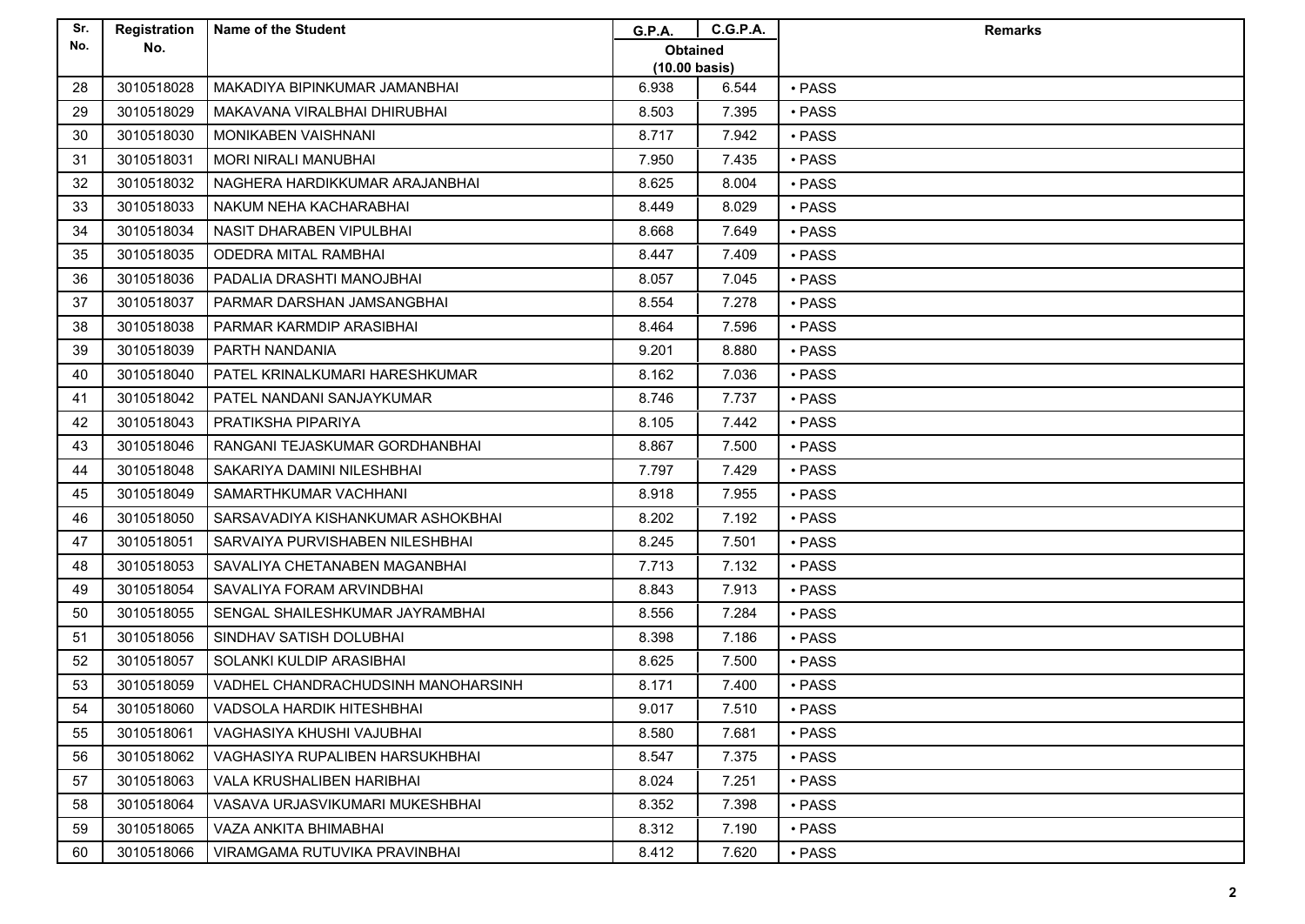| Sr. No. | Registration No. | Name of the Student | G.P.A. | C.G.P.A. | Remarks |
|---|---|---|---|---|---|
| | | | Obtained (10.00 basis) | | |
| 28 | 3010518028 | MAKADIYA BIPINKUMAR JAMANBHAI | 6.938 | 6.544 | • PASS |
| 29 | 3010518029 | MAKAVANA VIRALBHAI DHIRUBHAI | 8.503 | 7.395 | • PASS |
| 30 | 3010518030 | MONIKABEN VAISHNANI | 8.717 | 7.942 | • PASS |
| 31 | 3010518031 | MORI NIRALI MANUBHAI | 7.950 | 7.435 | • PASS |
| 32 | 3010518032 | NAGHERA HARDIKKUMAR ARAJANBHAI | 8.625 | 8.004 | • PASS |
| 33 | 3010518033 | NAKUM NEHA KACHARABHAI | 8.449 | 8.029 | • PASS |
| 34 | 3010518034 | NASIT DHARABEN VIPULBHAI | 8.668 | 7.649 | • PASS |
| 35 | 3010518035 | ODEDRA MITAL RAMBHAI | 8.447 | 7.409 | • PASS |
| 36 | 3010518036 | PADALIA DRASHTI MANOJBHAI | 8.057 | 7.045 | • PASS |
| 37 | 3010518037 | PARMAR DARSHAN JAMSANGBHAI | 8.554 | 7.278 | • PASS |
| 38 | 3010518038 | PARMAR KARMDIP ARASIBHAI | 8.464 | 7.596 | • PASS |
| 39 | 3010518039 | PARTH NANDANIA | 9.201 | 8.880 | • PASS |
| 40 | 3010518040 | PATEL KRINALKUMARI HARESHKUMAR | 8.162 | 7.036 | • PASS |
| 41 | 3010518042 | PATEL NANDANI SANJAYKUMAR | 8.746 | 7.737 | • PASS |
| 42 | 3010518043 | PRATIKSHA PIPARIYA | 8.105 | 7.442 | • PASS |
| 43 | 3010518046 | RANGANI TEJASKUMAR GORDHANBHAI | 8.867 | 7.500 | • PASS |
| 44 | 3010518048 | SAKARIYA DAMINI NILESHBHAI | 7.797 | 7.429 | • PASS |
| 45 | 3010518049 | SAMARTHKUMAR VACHHANI | 8.918 | 7.955 | • PASS |
| 46 | 3010518050 | SARSAVADIYA KISHANKUMAR ASHOKBHAI | 8.202 | 7.192 | • PASS |
| 47 | 3010518051 | SARVAIYA PURVISHABEN NILESHBHAI | 8.245 | 7.501 | • PASS |
| 48 | 3010518053 | SAVALIYA CHETANABEN MAGANBHAI | 7.713 | 7.132 | • PASS |
| 49 | 3010518054 | SAVALIYA FORAM ARVINDBHAI | 8.843 | 7.913 | • PASS |
| 50 | 3010518055 | SENGAL SHAILESHKUMAR JAYRAMBHAI | 8.556 | 7.284 | • PASS |
| 51 | 3010518056 | SINDHAV SATISH DOLUBHAI | 8.398 | 7.186 | • PASS |
| 52 | 3010518057 | SOLANKI KULDIP ARASIBHAI | 8.625 | 7.500 | • PASS |
| 53 | 3010518059 | VADHEL CHANDRACHUDSINH MANOHARSINH | 8.171 | 7.400 | • PASS |
| 54 | 3010518060 | VADSOLA HARDIK HITESHBHAI | 9.017 | 7.510 | • PASS |
| 55 | 3010518061 | VAGHASIYA KHUSHI VAJUBHAI | 8.580 | 7.681 | • PASS |
| 56 | 3010518062 | VAGHASIYA RUPALIBEN HARSUKHBHAI | 8.547 | 7.375 | • PASS |
| 57 | 3010518063 | VALA KRUSHALIBEN HARIBHAI | 8.024 | 7.251 | • PASS |
| 58 | 3010518064 | VASAVA URJASVIKUMARI MUKESHBHAI | 8.352 | 7.398 | • PASS |
| 59 | 3010518065 | VAZA ANKITA BHIMABHAI | 8.312 | 7.190 | • PASS |
| 60 | 3010518066 | VIRAMGAMA RUTUVIKA PRAVINBHAI | 8.412 | 7.620 | • PASS |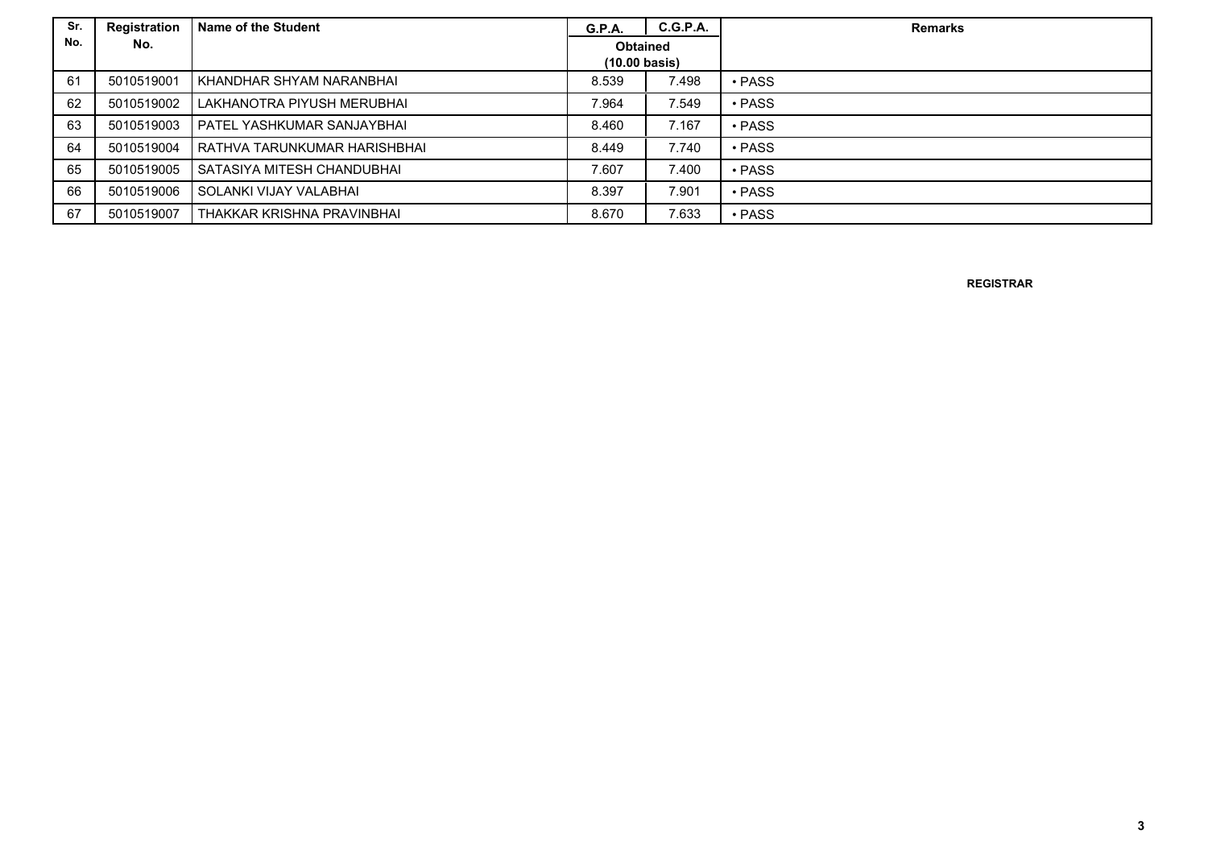| Sr. No. | Registration No. | Name of the Student | G.P.A. | C.G.P.A. | Remarks |
| --- | --- | --- | --- | --- | --- |
| | | | Obtained (10.00 basis) | | |
| 61 | 5010519001 | KHANDHAR SHYAM NARANBHAI | 8.539 | 7.498 | • PASS |
| 62 | 5010519002 | LAKHANOTRA PIYUSH MERUBHAI | 7.964 | 7.549 | • PASS |
| 63 | 5010519003 | PATEL YASHKUMAR SANJAYBHAI | 8.460 | 7.167 | • PASS |
| 64 | 5010519004 | RATHVA TARUNKUMAR HARISHBHAI | 8.449 | 7.740 | • PASS |
| 65 | 5010519005 | SATASIYA MITESH CHANDUBHAI | 7.607 | 7.400 | • PASS |
| 66 | 5010519006 | SOLANKI VIJAY VALABHAI | 8.397 | 7.901 | • PASS |
| 67 | 5010519007 | THAKKAR KRISHNA PRAVINBHAI | 8.670 | 7.633 | • PASS |

**REGISTRAR**